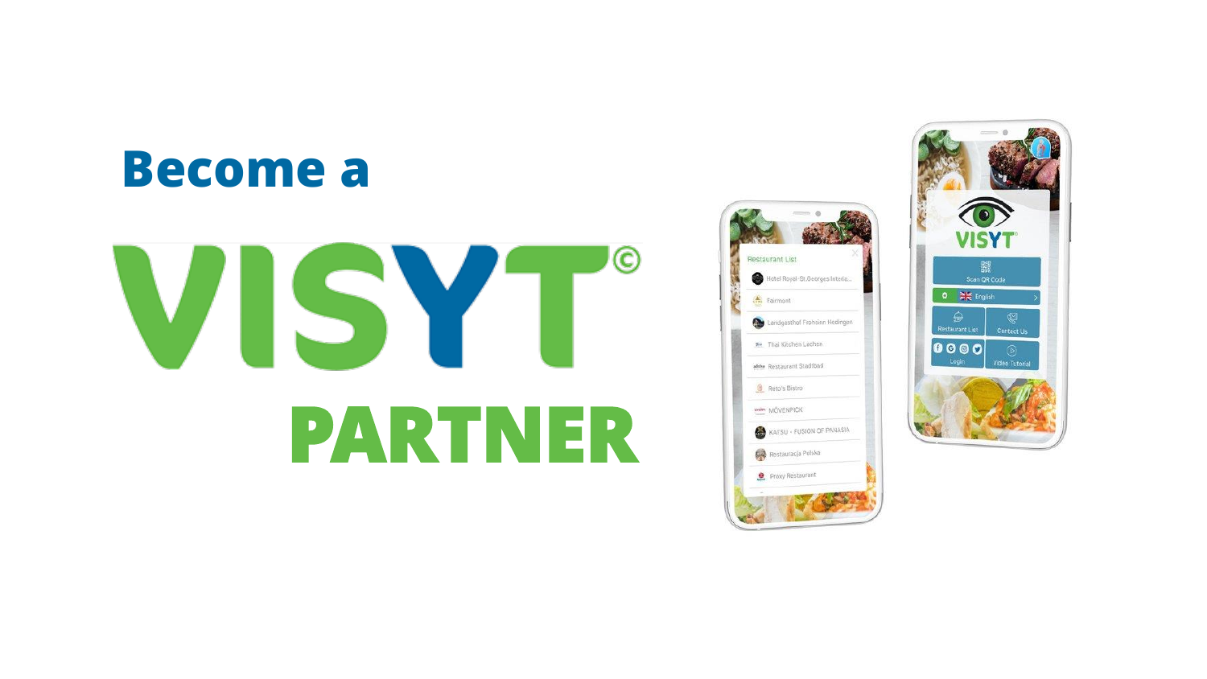# Become a VISYT© PARTNER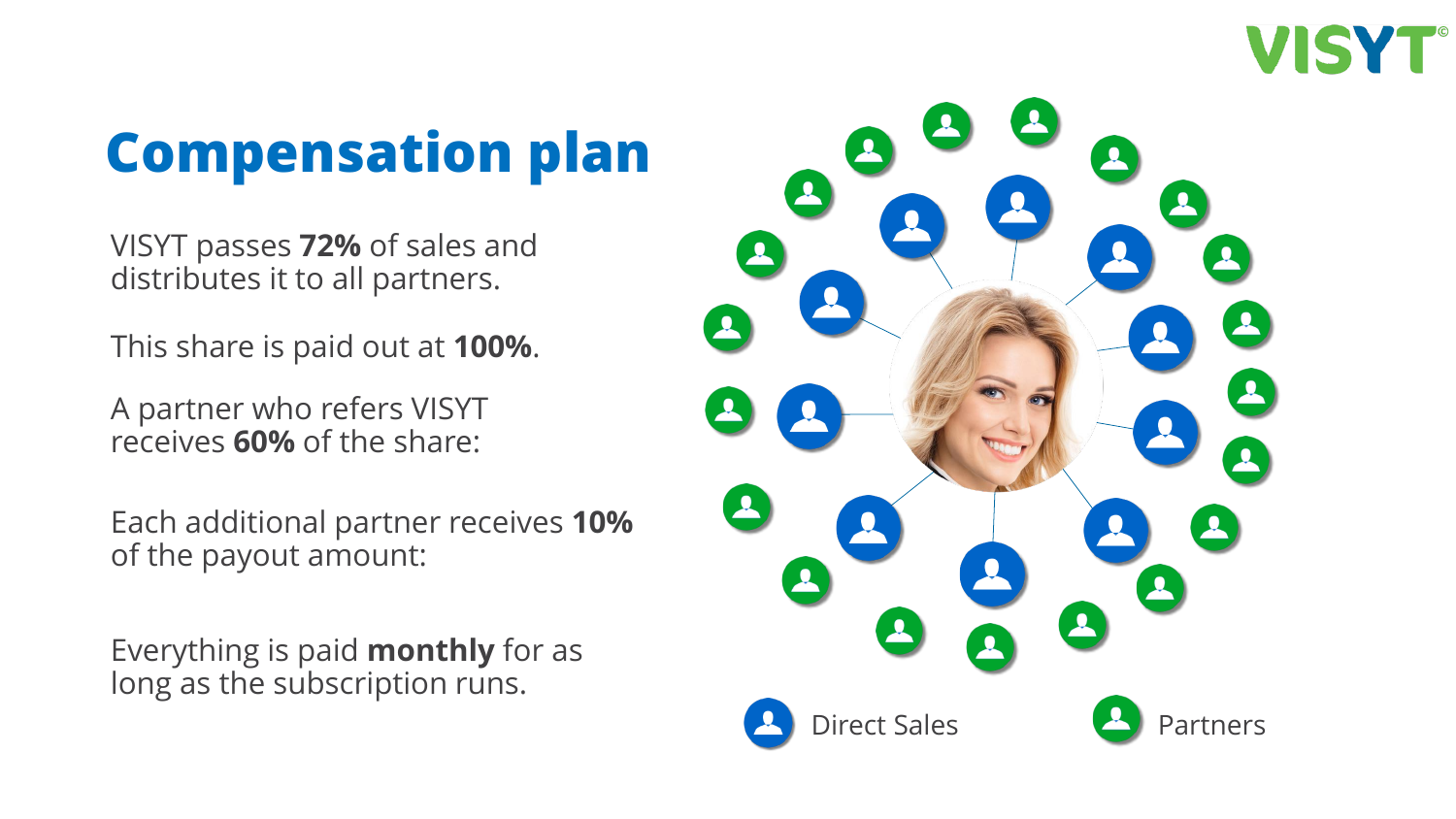# Compensation plan

VISYT passes **72%** of sales and distributes it to all partners.

This share is paid out at **100%**.

A partner who refers VISYT receives **60%** of the share:

Each additional partner receives **10%** of the payout amount:

Everything is paid **monthly** for as long as the subscription runs.

Direct Sales

Partners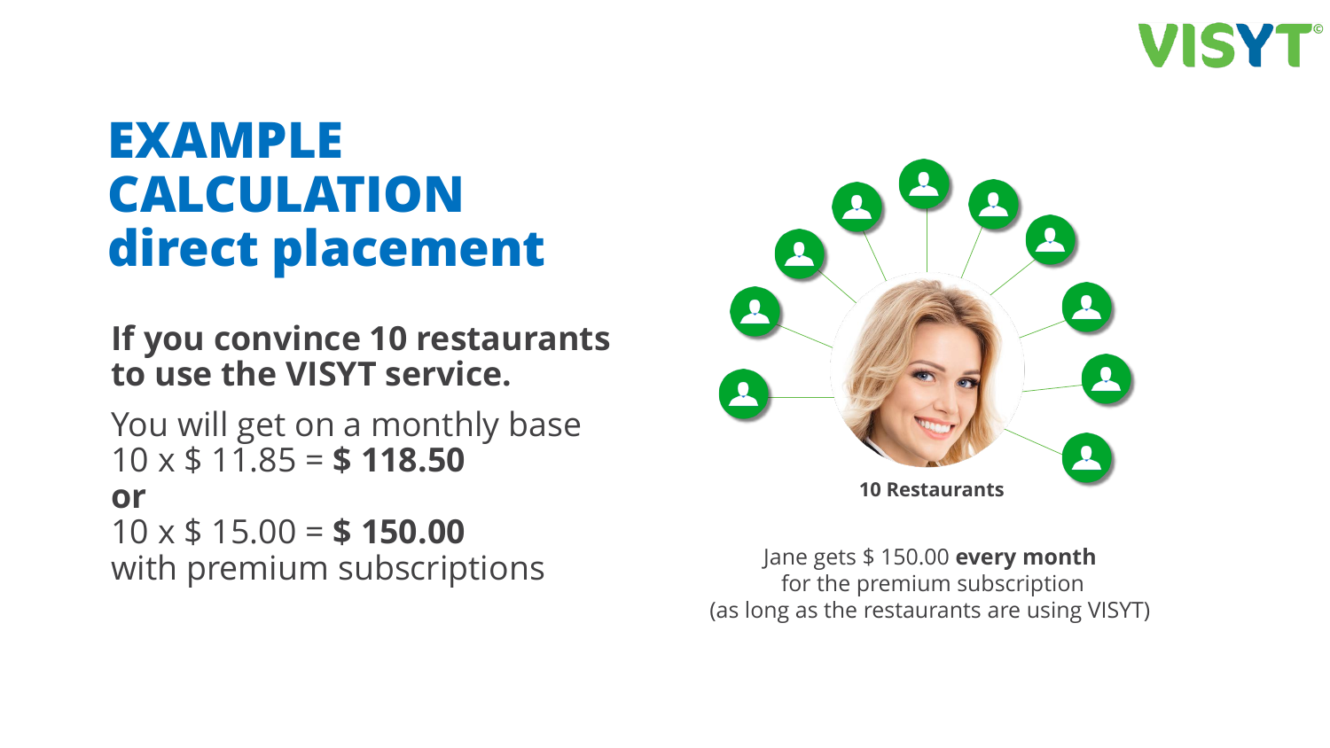# EXAMPLE CALCULATION direct placement

**If you convince 10 restaurants to use the VISYT service.**

You will get on a monthly base
10 x $ 11.85 = **$ 118.50**
**or**
10 x $ 15.00 = **$ 150.00**
with premium subscriptions

**10 Restaurants**

Jane gets $ 150.00 **every month**
for the premium subscription
(as long as the restaurants are using VISYT)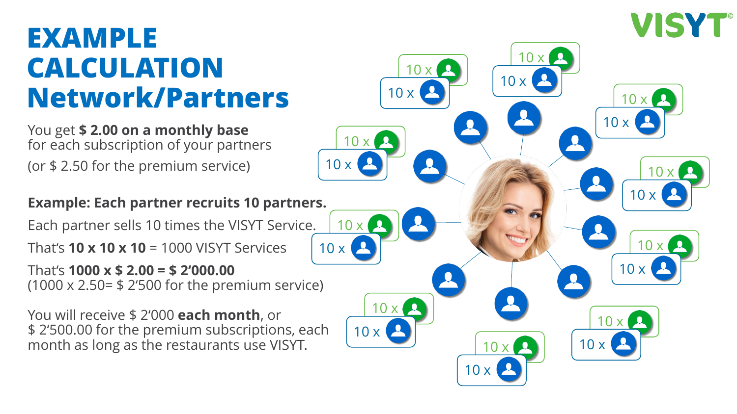# EXAMPLE CALCULATION Network/Partners

You get **$ 2.00 on a monthly base** for each subscription of your partners

(or $ 2.50 for the premium service)

**Example: Each partner recruits 10 partners.**

Each partner sells 10 times the VISYT Service.

That's **10 x 10 x 10** = 1000 VISYT Services

That's **1000 x $ 2.00 = $ 2'000.00**
(1000 x 2.50= $ 2'500 for the premium service)

You will receive $ 2'000 **each month**, or
$ 2'500.00 for the premium subscriptions, each month as long as the restaurants use VISYT.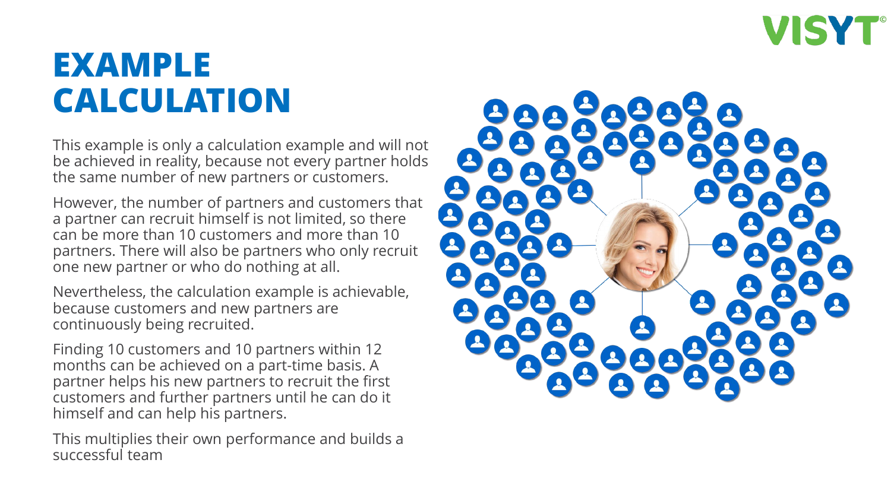# EXAMPLE CALCULATION

This example is only a calculation example and will not be achieved in reality, because not every partner holds the same number of new partners or customers.

However, the number of partners and customers that a partner can recruit himself is not limited, so there can be more than 10 customers and more than 10 partners. There will also be partners who only recruit one new partner or who do nothing at all.

Nevertheless, the calculation example is achievable, because customers and new partners are continuously being recruited.

Finding 10 customers and 10 partners within 12 months can be achieved on a part-time basis. A partner helps his new partners to recruit the first customers and further partners until he can do it himself and can help his partners.

This multiplies their own performance and builds a successful team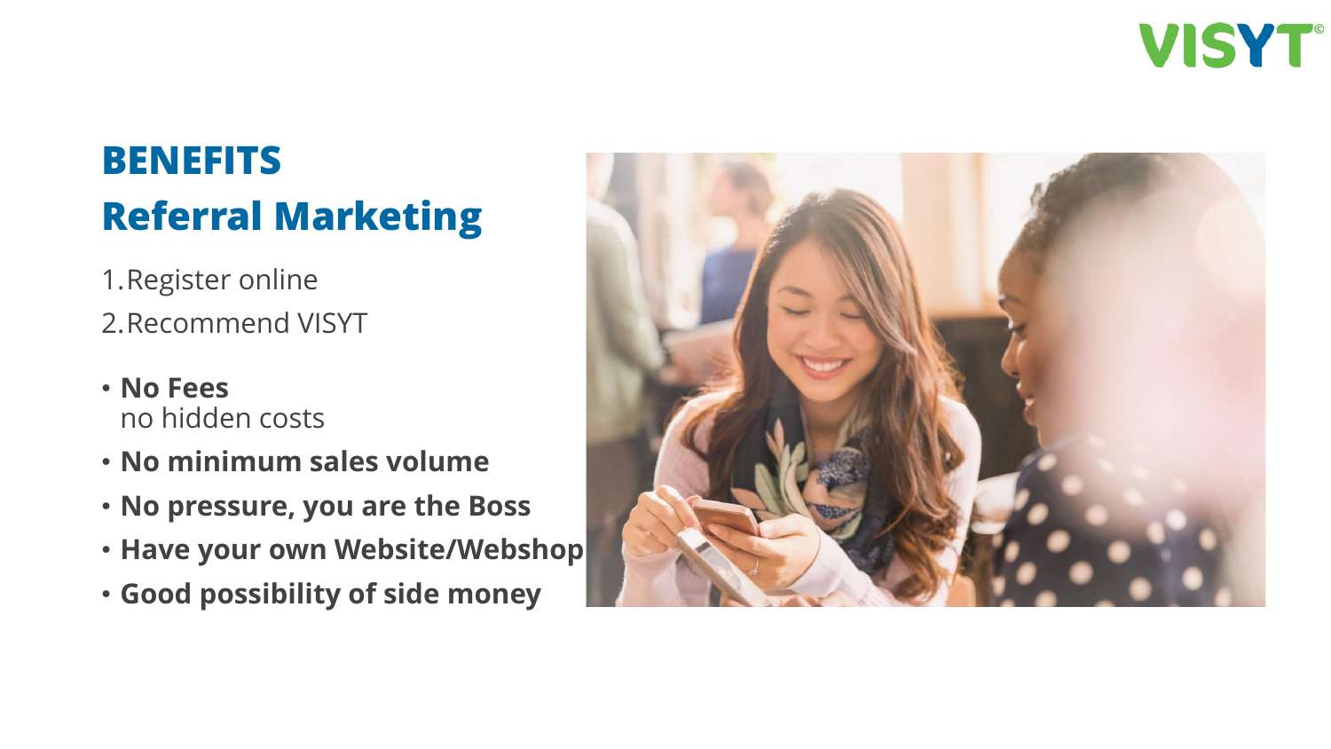# BENEFITS
## Referral Marketing

1. Register online
2. Recommend VISYT

- **No Fees**
  no hidden costs
- **No minimum sales volume**
- **No pressure, you are the Boss**
- **Have your own Website/Webshop**
- **Good possibility of side money**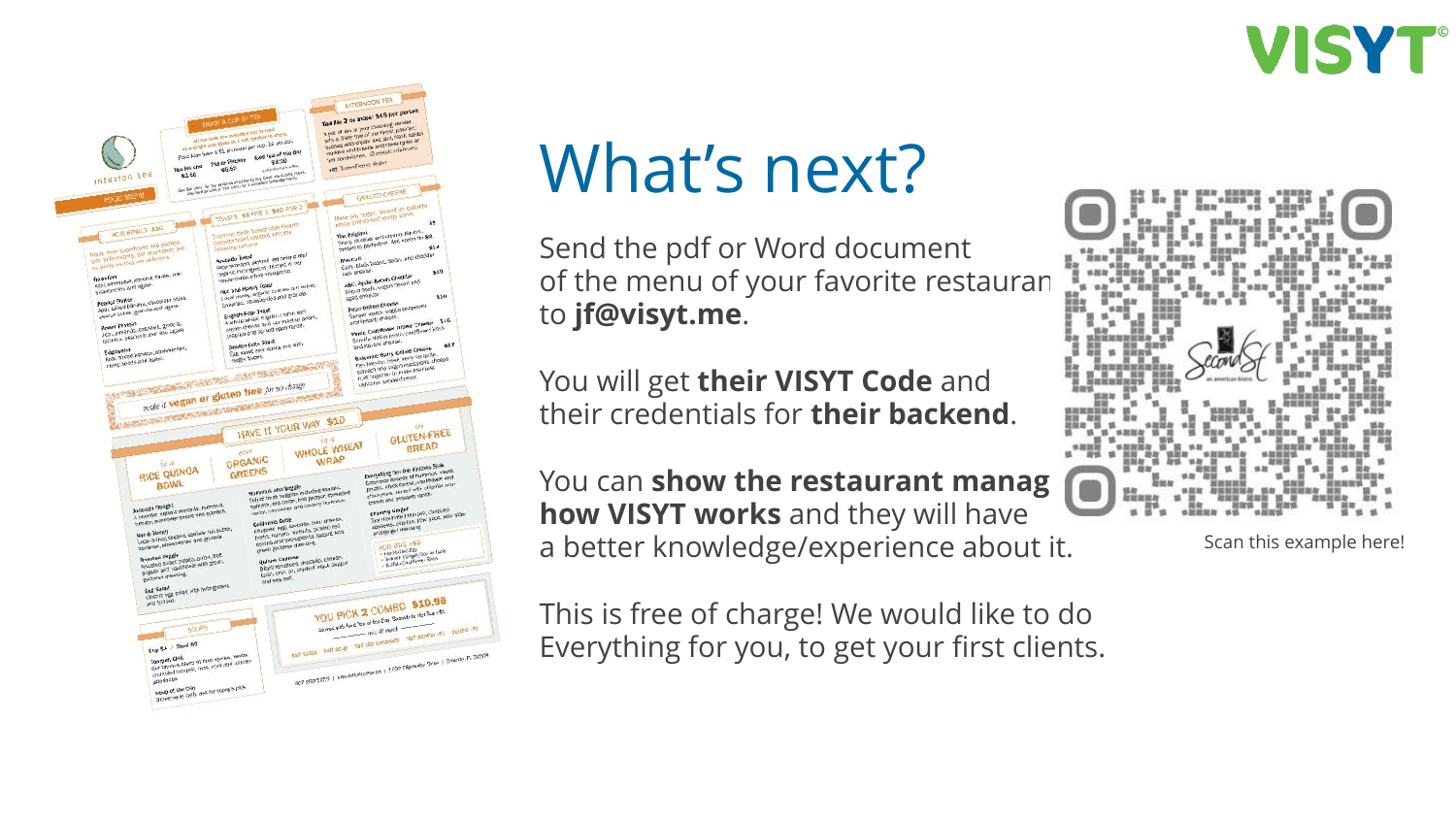# What's next?

Send the pdf or Word document of the menu of your favorite restaurant to **jf@visyt.me**.

You will get **their VISYT Code** and their credentials for **their backend**.

You can **show the restaurant manager how VISYT works** and they will have a better knowledge/experience about it.

This is free of charge! We would like to do Everything for you, to get your first clients.

Scan this example here!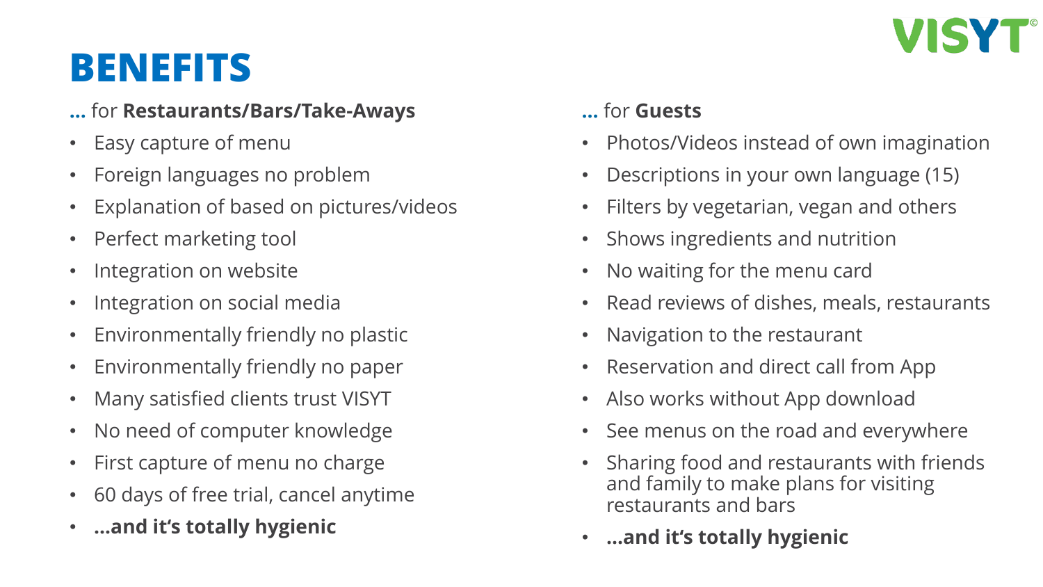# BENEFITS

VISYT©

**…** for **Restaurants/Bars/Take-Aways**

- Easy capture of menu
- Foreign languages no problem
- Explanation of based on pictures/videos
- Perfect marketing tool
- Integration on website
- Integration on social media
- Environmentally friendly no plastic
- Environmentally friendly no paper
- Many satisfied clients trust VISYT
- No need of computer knowledge
- First capture of menu no charge
- 60 days of free trial, cancel anytime
- **…and it's totally hygienic**

**…** for **Guests**

- Photos/Videos instead of own imagination
- Descriptions in your own language (15)
- Filters by vegetarian, vegan and others
- Shows ingredients and nutrition
- No waiting for the menu card
- Read reviews of dishes, meals, restaurants
- Navigation to the restaurant
- Reservation and direct call from App
- Also works without App download
- See menus on the road and everywhere
- Sharing food and restaurants with friends and family to make plans for visiting restaurants and bars
- **…and it's totally hygienic**